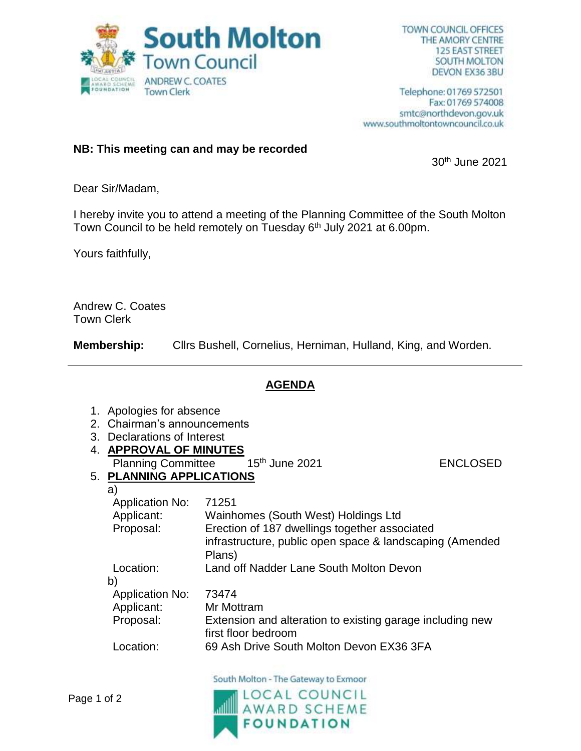# South Molton Town Council

ANDREW C. COATES
Town Clerk

TOWN COUNCIL OFFICES
THE AMORY CENTRE
125 EAST STREET
SOUTH MOLTON
DEVON EX36 3BU

Telephone: 01769 572501
Fax: 01769 574008
smtc@northdevon.gov.uk
www.southmoltontowncouncil.co.uk

**NB: This meeting can and may be recorded**

30th June 2021

Dear Sir/Madam,

I hereby invite you to attend a meeting of the Planning Committee of the South Molton Town Council to be held remotely on Tuesday 6th July 2021 at 6.00pm.

Yours faithfully,

Andrew C. Coates
Town Clerk

**Membership:** Cllrs Bushell, Cornelius, Herniman, Hulland, King, and Worden.

---

## AGENDA

1. Apologies for absence
2. Chairman's announcements
3. Declarations of Interest
4. **APPROVAL OF MINUTES**
   Planning Committee 15th June 2021 ENCLOSED
5. **PLANNING APPLICATIONS**

   a)
   | | |
   |---|---|
   | Application No: | 71251 |
   | Applicant: | Wainhomes (South West) Holdings Ltd |
   | Proposal: | Erection of 187 dwellings together associated infrastructure, public open space & landscaping (Amended Plans) |
   | Location: | Land off Nadder Lane South Molton Devon |

   b)
   | | |
   |---|---|
   | Application No: | 73474 |
   | Applicant: | Mr Mottram |
   | Proposal: | Extension and alteration to existing garage including new first floor bedroom |
   | Location: | 69 Ash Drive South Molton Devon EX36 3FA |

South Molton - The Gateway to Exmoor

LOCAL COUNCIL AWARD SCHEME FOUNDATION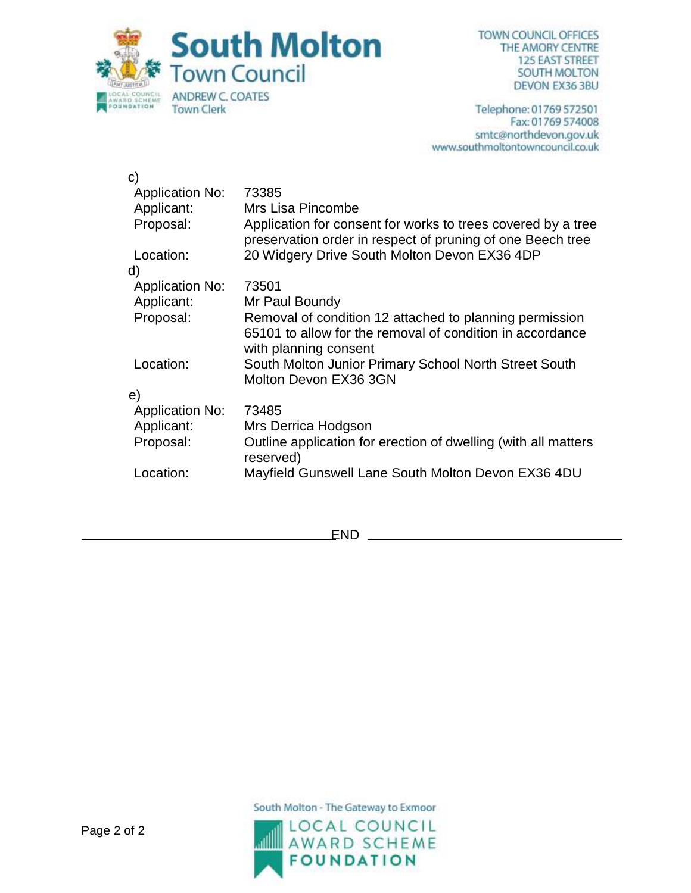c)

| | |
|---|---|
| Application No: | 73385 |
| Applicant: | Mrs Lisa Pincombe |
| Proposal: | Application for consent for works to trees covered by a tree preservation order in respect of pruning of one Beech tree |
| Location: | 20 Widgery Drive South Molton Devon EX36 4DP |

d)

| | |
|---|---|
| Application No: | 73501 |
| Applicant: | Mr Paul Boundy |
| Proposal: | Removal of condition 12 attached to planning permission 65101 to allow for the removal of condition in accordance with planning consent |
| Location: | South Molton Junior Primary School North Street South Molton Devon EX36 3GN |

e)

| | |
|---|---|
| Application No: | 73485 |
| Applicant: | Mrs Derrica Hodgson |
| Proposal: | Outline application for erection of dwelling (with all matters reserved) |
| Location: | Mayfield Gunswell Lane South Molton Devon EX36 4DU |

END